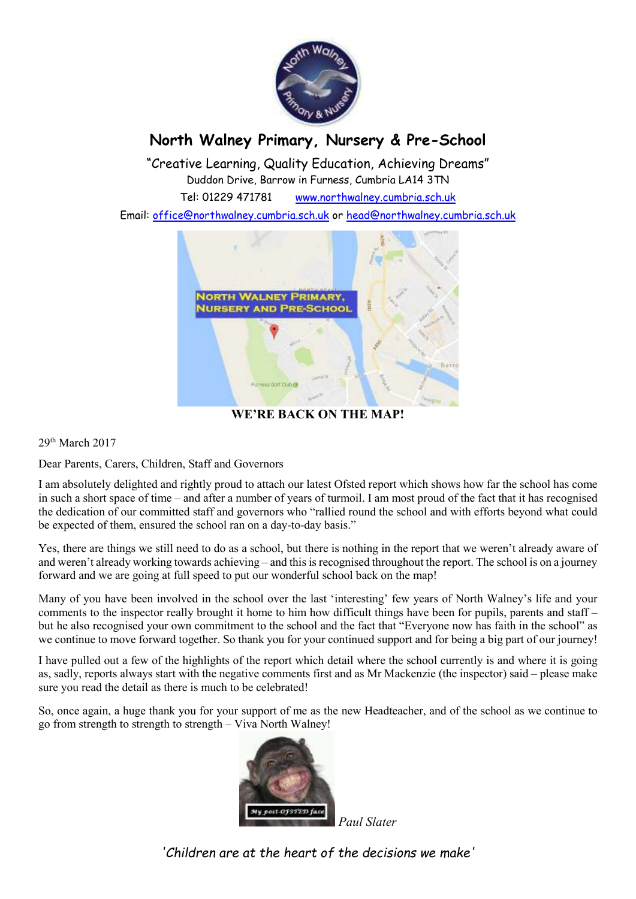# North Walney Primary, Nursery & Pre-School

"Creative Learning, Quality Education, Achieving Dreams"
Duddon Drive, Barrow in Furness, Cumbria LA14 3TN
Tel: 01229 471781 www.northwalney.cumbria.sch.uk
Email: office@northwalney.cumbria.sch.uk or head@northwalney.cumbria.sch.uk

**WE'RE BACK ON THE MAP!**

29th March 2017

Dear Parents, Carers, Children, Staff and Governors

I am absolutely delighted and rightly proud to attach our latest Ofsted report which shows how far the school has come in such a short space of time – and after a number of years of turmoil. I am most proud of the fact that it has recognised the dedication of our committed staff and governors who "rallied round the school and with efforts beyond what could be expected of them, ensured the school ran on a day-to-day basis."

Yes, there are things we still need to do as a school, but there is nothing in the report that we weren't already aware of and weren't already working towards achieving – and this is recognised throughout the report. The school is on a journey forward and we are going at full speed to put our wonderful school back on the map!

Many of you have been involved in the school over the last 'interesting' few years of North Walney's life and your comments to the inspector really brought it home to him how difficult things have been for pupils, parents and staff – but he also recognised your own commitment to the school and the fact that "Everyone now has faith in the school" as we continue to move forward together. So thank you for your continued support and for being a big part of our journey!

I have pulled out a few of the highlights of the report which detail where the school currently is and where it is going as, sadly, reports always start with the negative comments first and as Mr Mackenzie (the inspector) said – please make sure you read the detail as there is much to be celebrated!

So, once again, a huge thank you for your support of me as the new Headteacher, and of the school as we continue to go from strength to strength to strength – Viva North Walney!

My post-OFSTED face

*Paul Slater*

*'Children are at the heart of the decisions we make'*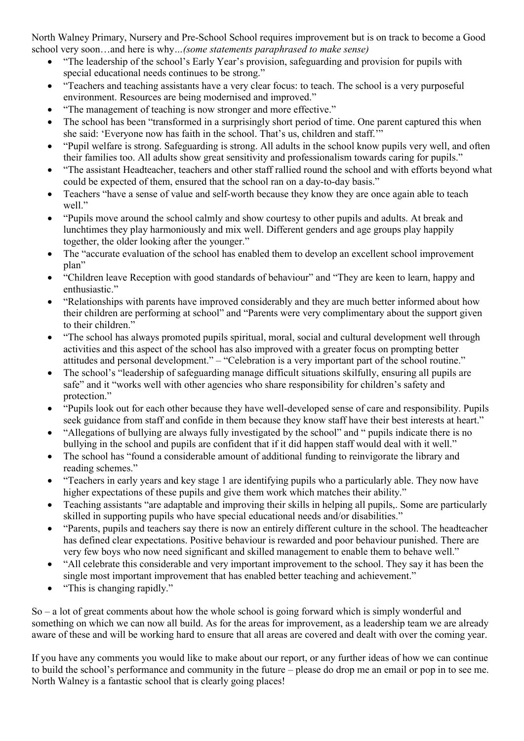North Walney Primary, Nursery and Pre-School School requires improvement but is on track to become a Good school very soon…and here is why…*(some statements paraphrased to make sense)*

- "The leadership of the school's Early Year's provision, safeguarding and provision for pupils with special educational needs continues to be strong."
- "Teachers and teaching assistants have a very clear focus: to teach. The school is a very purposeful environment. Resources are being modernised and improved."
- "The management of teaching is now stronger and more effective."
- The school has been "transformed in a surprisingly short period of time. One parent captured this when she said: 'Everyone now has faith in the school. That's us, children and staff.'"
- "Pupil welfare is strong. Safeguarding is strong. All adults in the school know pupils very well, and often their families too. All adults show great sensitivity and professionalism towards caring for pupils."
- "The assistant Headteacher, teachers and other staff rallied round the school and with efforts beyond what could be expected of them, ensured that the school ran on a day-to-day basis."
- Teachers "have a sense of value and self-worth because they know they are once again able to teach well."
- "Pupils move around the school calmly and show courtesy to other pupils and adults. At break and lunchtimes they play harmoniously and mix well. Different genders and age groups play happily together, the older looking after the younger."
- The "accurate evaluation of the school has enabled them to develop an excellent school improvement plan"
- "Children leave Reception with good standards of behaviour" and "They are keen to learn, happy and enthusiastic."
- "Relationships with parents have improved considerably and they are much better informed about how their children are performing at school" and "Parents were very complimentary about the support given to their children."
- "The school has always promoted pupils spiritual, moral, social and cultural development well through activities and this aspect of the school has also improved with a greater focus on prompting better attitudes and personal development." – "Celebration is a very important part of the school routine."
- The school's "leadership of safeguarding manage difficult situations skilfully, ensuring all pupils are safe" and it "works well with other agencies who share responsibility for children's safety and protection."
- "Pupils look out for each other because they have well-developed sense of care and responsibility. Pupils seek guidance from staff and confide in them because they know staff have their best interests at heart."
- "Allegations of bullying are always fully investigated by the school" and " pupils indicate there is no bullying in the school and pupils are confident that if it did happen staff would deal with it well."
- The school has "found a considerable amount of additional funding to reinvigorate the library and reading schemes."
- "Teachers in early years and key stage 1 are identifying pupils who a particularly able. They now have higher expectations of these pupils and give them work which matches their ability."
- Teaching assistants "are adaptable and improving their skills in helping all pupils,. Some are particularly skilled in supporting pupils who have special educational needs and/or disabilities."
- "Parents, pupils and teachers say there is now an entirely different culture in the school. The headteacher has defined clear expectations. Positive behaviour is rewarded and poor behaviour punished. There are very few boys who now need significant and skilled management to enable them to behave well."
- "All celebrate this considerable and very important improvement to the school. They say it has been the single most important improvement that has enabled better teaching and achievement."
- "This is changing rapidly."

So – a lot of great comments about how the whole school is going forward which is simply wonderful and something on which we can now all build. As for the areas for improvement, as a leadership team we are already aware of these and will be working hard to ensure that all areas are covered and dealt with over the coming year.

If you have any comments you would like to make about our report, or any further ideas of how we can continue to build the school's performance and community in the future – please do drop me an email or pop in to see me. North Walney is a fantastic school that is clearly going places!